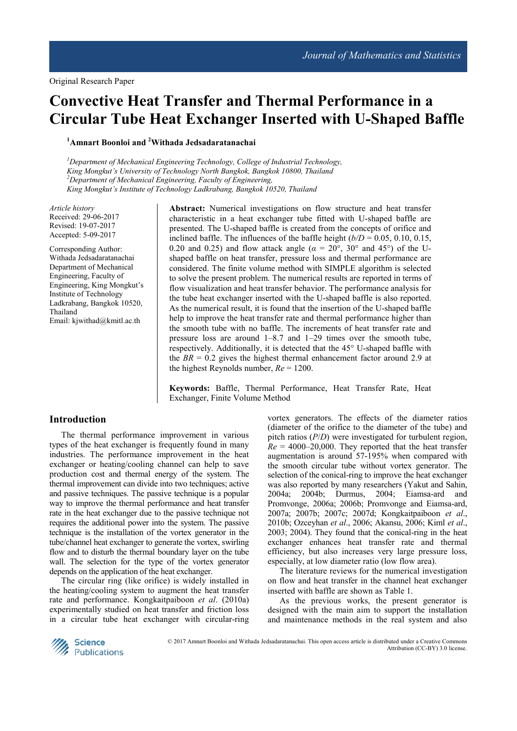Original Research Paper

# Convective Heat Transfer and Thermal Performance in a Circular Tube Heat Exchanger Inserted with U-Shaped Baffle

**[1]Amnart Boonloi and [2]Withada Jedsadaratanachai**

*[1]Department of Mechanical Engineering Technology, College of Industrial Technology, King Mongkut's University of Technology North Bangkok, Bangkok 10800, Thailand*
*[2]Department of Mechanical Engineering, Faculty of Engineering, King Mongkut's Institute of Technology Ladkrabang, Bangkok 10520, Thailand*

*Article history*
Received: 29-06-2017
Revised: 19-07-2017
Accepted: 5-09-2017

Corresponding Author:
Withada Jedsadaratanachai
Department of Mechanical Engineering, Faculty of Engineering, King Mongkut's Institute of Technology Ladkrabang, Bangkok 10520, Thailand
Email: kjwithad@kmitl.ac.th

**Abstract:** Numerical investigations on flow structure and heat transfer characteristic in a heat exchanger tube fitted with U-shaped baffle are presented. The U-shaped baffle is created from the concepts of orifice and inclined baffle. The influences of the baffle height ($b/D$ = 0.05, 0.10, 0.15, 0.20 and 0.25) and flow attack angle ($\alpha$ = 20°, 30° and 45°) of the U-shaped baffle on heat transfer, pressure loss and thermal performance are considered. The finite volume method with SIMPLE algorithm is selected to solve the present problem. The numerical results are reported in terms of flow visualization and heat transfer behavior. The performance analysis for the tube heat exchanger inserted with the U-shaped baffle is also reported. As the numerical result, it is found that the insertion of the U-shaped baffle help to improve the heat transfer rate and thermal performance higher than the smooth tube with no baffle. The increments of heat transfer rate and pressure loss are around 1–8.7 and 1–29 times over the smooth tube, respectively. Additionally, it is detected that the 45° U-shaped baffle with the $BR$ = 0.2 gives the highest thermal enhancement factor around 2.9 at the highest Reynolds number, $Re$ = 1200.

**Keywords:** Baffle, Thermal Performance, Heat Transfer Rate, Heat Exchanger, Finite Volume Method

## Introduction

The thermal performance improvement in various types of the heat exchanger is frequently found in many industries. The performance improvement in the heat exchanger or heating/cooling channel can help to save production cost and thermal energy of the system. The thermal improvement can divide into two techniques; active and passive techniques. The passive technique is a popular way to improve the thermal performance and heat transfer rate in the heat exchanger due to the passive technique not requires the additional power into the system. The passive technique is the installation of the vortex generator in the tube/channel heat exchanger to generate the vortex, swirling flow and to disturb the thermal boundary layer on the tube wall. The selection for the type of the vortex generator depends on the application of the heat exchanger.

The circular ring (like orifice) is widely installed in the heating/cooling system to augment the heat transfer rate and performance. Kongkaitpaiboon *et al*. (2010a) experimentally studied on heat transfer and friction loss in a circular tube heat exchanger with circular-ring vortex generators. The effects of the diameter ratios (diameter of the orifice to the diameter of the tube) and pitch ratios ($P/D$) were investigated for turbulent region, $Re$ = 4000–20,000. They reported that the heat transfer augmentation is around 57-195% when compared with the smooth circular tube without vortex generator. The selection of the conical-ring to improve the heat exchanger was also reported by many researchers (Yakut and Sahin, 2004a; 2004b; Durmus, 2004; Eiamsa-ard and Promvonge, 2006a; 2006b; Promvonge and Eiamsa-ard, 2007a; 2007b; 2007c; 2007d; Kongkaitpaiboon *et al*., 2010b; Ozceyhan *et al*., 2006; Akansu, 2006; Kiml *et al*., 2003; 2004). They found that the conical-ring in the heat exchanger enhances heat transfer rate and thermal efficiency, but also increases very large pressure loss, especially, at low diameter ratio (low flow area).

The literature reviews for the numerical investigation on flow and heat transfer in the channel heat exchanger inserted with baffle are shown as Table 1.

As the previous works, the present generator is designed with the main aim to support the installation and maintenance methods in the real system and also

© 2017 Amnart Boonloi and Withada Jedsadaratanachai. This open access article is distributed under a Creative Commons Attribution (CC-BY) 3.0 license.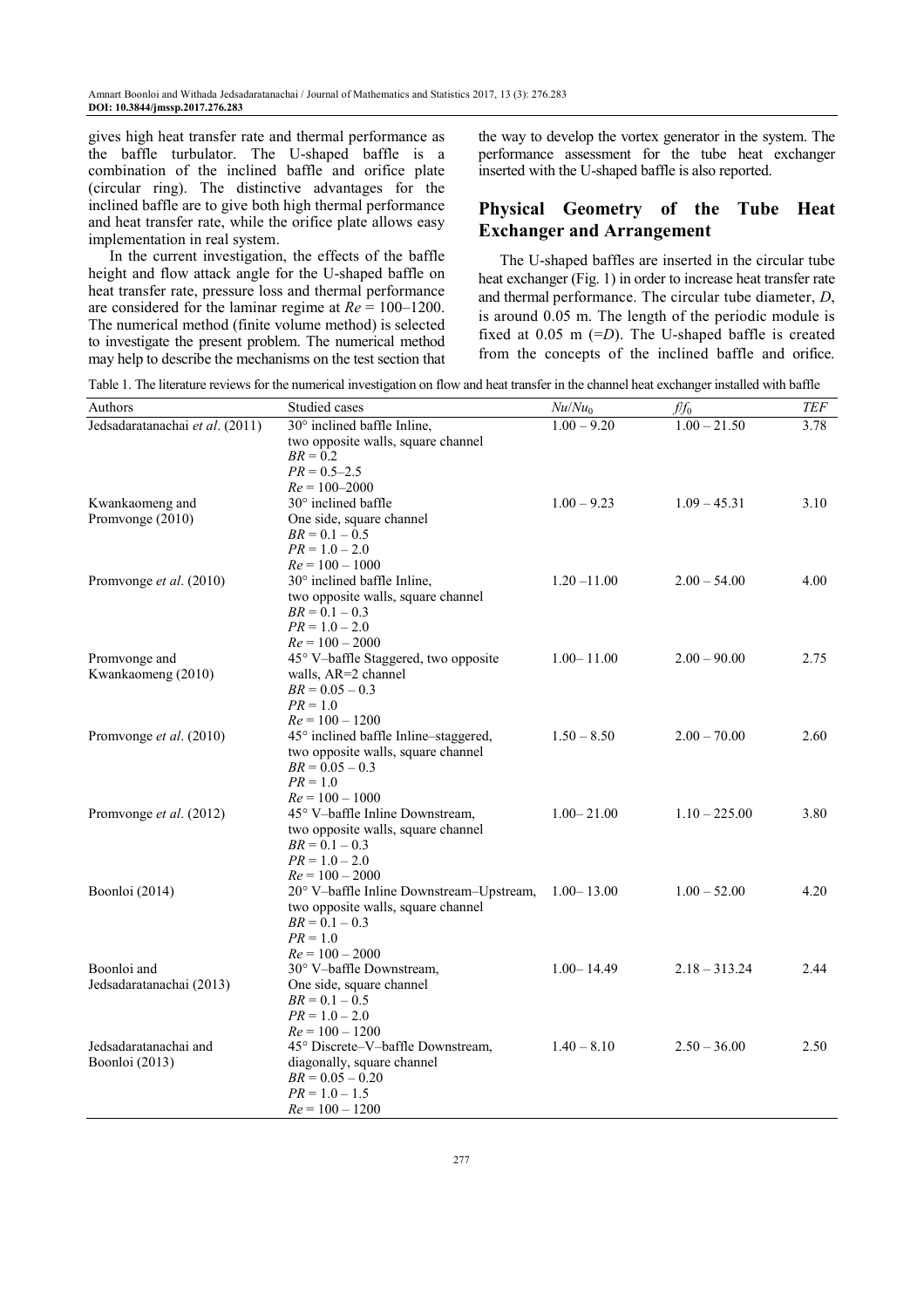gives high heat transfer rate and thermal performance as the baffle turbulator. The U-shaped baffle is a combination of the inclined baffle and orifice plate (circular ring). The distinctive advantages for the inclined baffle are to give both high thermal performance and heat transfer rate, while the orifice plate allows easy implementation in real system.

In the current investigation, the effects of the baffle height and flow attack angle for the U-shaped baffle on heat transfer rate, pressure loss and thermal performance are considered for the laminar regime at $Re$ = 100–1200. The numerical method (finite volume method) is selected to investigate the present problem. The numerical method may help to describe the mechanisms on the test section that the way to develop the vortex generator in the system. The performance assessment for the tube heat exchanger inserted with the U-shaped baffle is also reported.

## Physical Geometry of the Tube Heat Exchanger and Arrangement

The U-shaped baffles are inserted in the circular tube heat exchanger (Fig. 1) in order to increase heat transfer rate and thermal performance. The circular tube diameter, $D$, is around 0.05 m. The length of the periodic module is fixed at 0.05 m (=$D$). The U-shaped baffle is created from the concepts of the inclined baffle and orifice.

Table 1. The literature reviews for the numerical investigation on flow and heat transfer in the channel heat exchanger installed with baffle

| Authors | Studied cases | $Nu/Nu_0$ | $f/f_0$ | $TEF$ |
|---|---|---|---|---|
| Jedsadaratanachai *et al*. (2011) | 30° inclined baffle Inline, two opposite walls, square channel<br>$BR = 0.2$<br>$PR = 0.5–2.5$<br>$Re = 100–2000$ | 1.00 – 9.20 | 1.00 – 21.50 | 3.78 |
| Kwankaomeng and Promvonge (2010) | 30° inclined baffle One side, square channel<br>$BR = 0.1 – 0.5$<br>$PR = 1.0 – 2.0$<br>$Re = 100 – 1000$ | 1.00 – 9.23 | 1.09 – 45.31 | 3.10 |
| Promvonge *et al*. (2010) | 30° inclined baffle Inline, two opposite walls, square channel<br>$BR = 0.1 – 0.3$<br>$PR = 1.0 – 2.0$<br>$Re = 100 – 2000$ | 1.20 –11.00 | 2.00 – 54.00 | 4.00 |
| Promvonge and Kwankaomeng (2010) | 45° V–baffle Staggered, two opposite walls, AR=2 channel<br>$BR = 0.05 – 0.3$<br>$PR = 1.0$<br>$Re = 100 – 1200$ | 1.00– 11.00 | 2.00 – 90.00 | 2.75 |
| Promvonge *et al*. (2010) | 45° inclined baffle Inline–staggered, two opposite walls, square channel<br>$BR = 0.05 – 0.3$<br>$PR = 1.0$<br>$Re = 100 – 1000$ | 1.50 – 8.50 | 2.00 – 70.00 | 2.60 |
| Promvonge *et al*. (2012) | 45° V–baffle Inline Downstream, two opposite walls, square channel<br>$BR = 0.1 – 0.3$<br>$PR = 1.0 – 2.0$<br>$Re = 100 – 2000$ | 1.00– 21.00 | 1.10 – 225.00 | 3.80 |
| Boonloi (2014) | 20° V–baffle Inline Downstream–Upstream, two opposite walls, square channel<br>$BR = 0.1 – 0.3$<br>$PR = 1.0$<br>$Re = 100 – 2000$ | 1.00– 13.00 | 1.00 – 52.00 | 4.20 |
| Boonloi and Jedsadaratanachai (2013) | 30° V–baffle Downstream, One side, square channel<br>$BR = 0.1 – 0.5$<br>$PR = 1.0 – 2.0$<br>$Re = 100 – 1200$ | 1.00– 14.49 | 2.18 – 313.24 | 2.44 |
| Jedsadaratanachai and Boonloi (2013) | 45° Discrete–V–baffle Downstream, diagonally, square channel<br>$BR = 0.05 – 0.20$<br>$PR = 1.0 – 1.5$<br>$Re = 100 – 1200$ | 1.40 – 8.10 | 2.50 – 36.00 | 2.50 |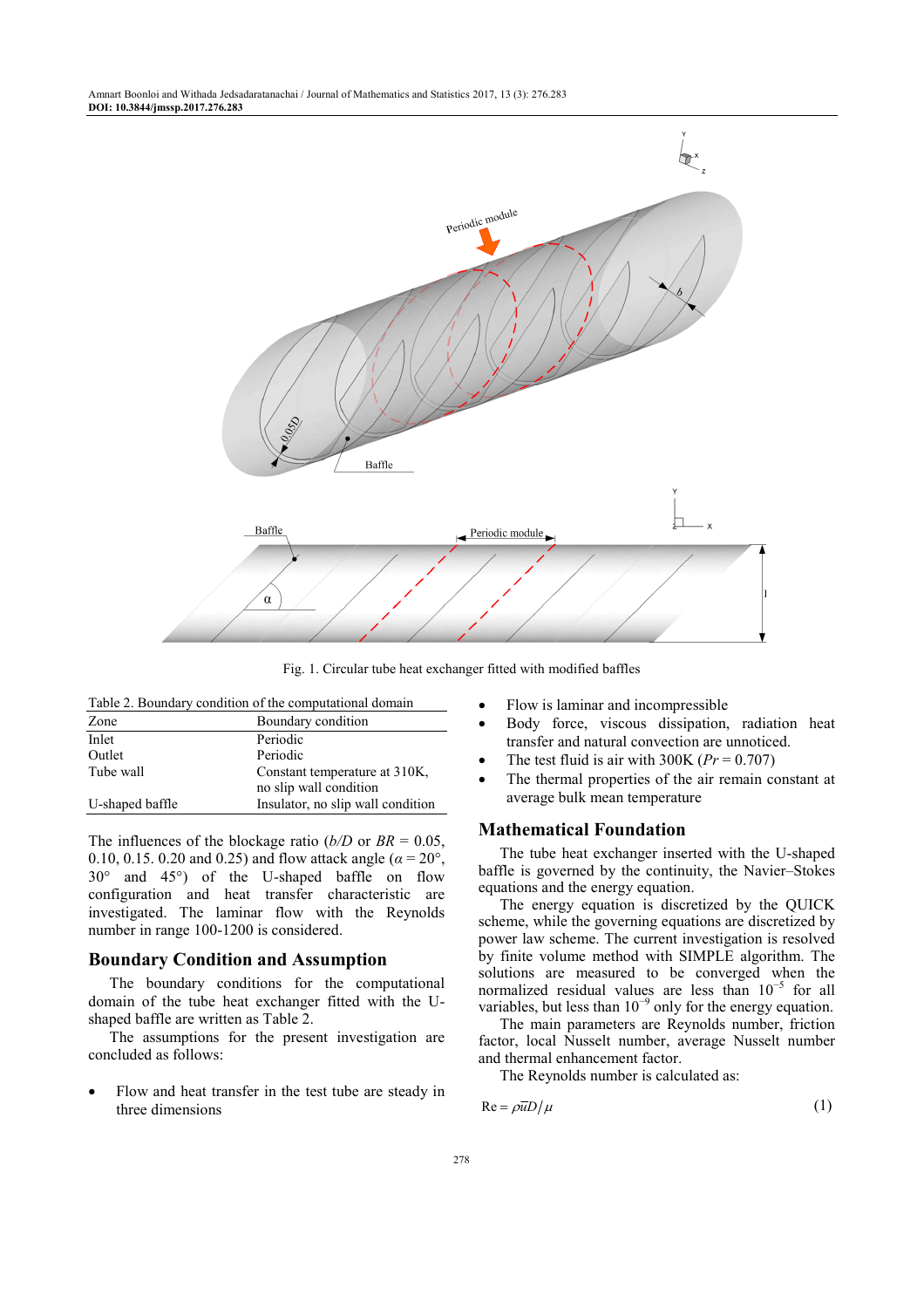Fig. 1. Circular tube heat exchanger fitted with modified baffles

Table 2. Boundary condition of the computational domain

| Zone | Boundary condition |
|---|---|
| Inlet | Periodic |
| Outlet | Periodic |
| Tube wall | Constant temperature at 310K, no slip wall condition |
| U-shaped baffle | Insulator, no slip wall condition |

The influences of the blockage ratio ($b/D$ or $BR$ = 0.05, 0.10, 0.15. 0.20 and 0.25) and flow attack angle ($\alpha$ = 20°, 30° and 45°) of the U-shaped baffle on flow configuration and heat transfer characteristic are investigated. The laminar flow with the Reynolds number in range 100-1200 is considered.

## Boundary Condition and Assumption

The boundary conditions for the computational domain of the tube heat exchanger fitted with the U-shaped baffle are written as Table 2.

The assumptions for the present investigation are concluded as follows:

- Flow and heat transfer in the test tube are steady in three dimensions
- Flow is laminar and incompressible
- Body force, viscous dissipation, radiation heat transfer and natural convection are unnoticed.
- The test fluid is air with 300K ($Pr$ = 0.707)
- The thermal properties of the air remain constant at average bulk mean temperature

## Mathematical Foundation

The tube heat exchanger inserted with the U-shaped baffle is governed by the continuity, the Navier–Stokes equations and the energy equation.

The energy equation is discretized by the QUICK scheme, while the governing equations are discretized by power law scheme. The current investigation is resolved by finite volume method with SIMPLE algorithm. The solutions are measured to be converged when the normalized residual values are less than $10^{-5}$ for all variables, but less than $10^{-9}$ only for the energy equation.

The main parameters are Reynolds number, friction factor, local Nusselt number, average Nusselt number and thermal enhancement factor.

The Reynolds number is calculated as:

$$\mathrm{Re} = \rho \bar{u} D / \mu \tag{1}$$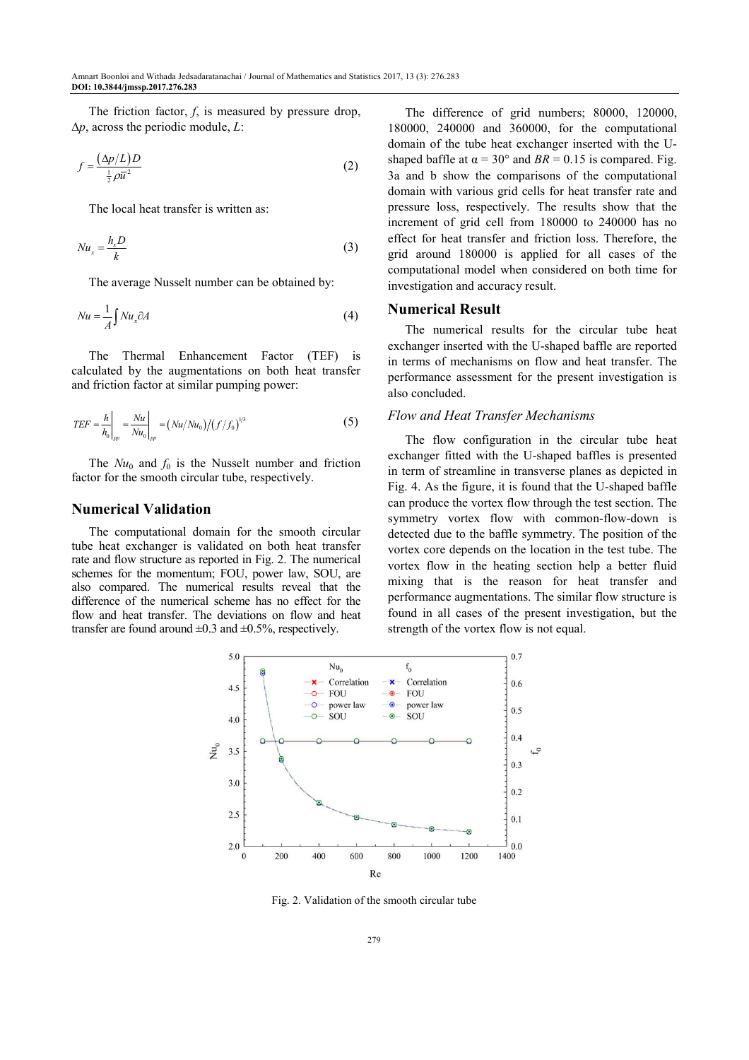The friction factor, $f$, is measured by pressure drop, $\Delta p$, across the periodic module, $L$:

$$f = \frac{(\Delta p/L)D}{\frac{1}{2}\rho \bar{u}^2} \tag{2}$$

The local heat transfer is written as:

$$Nu_x = \frac{h_x D}{k} \tag{3}$$

The average Nusselt number can be obtained by:

$$Nu = \frac{1}{A}\int Nu_x \partial A \tag{4}$$

The Thermal Enhancement Factor (TEF) is calculated by the augmentations on both heat transfer and friction factor at similar pumping power:

$$TEF = \left.\frac{h}{h_0}\right|_{pp} = \left.\frac{Nu}{Nu_0}\right|_{pp} = (Nu/Nu_0)/(f/f_0)^{1/3} \tag{5}$$

The $Nu_0$ and $f_0$ is the Nusselt number and friction factor for the smooth circular tube, respectively.

## Numerical Validation

The computational domain for the smooth circular tube heat exchanger is validated on both heat transfer rate and flow structure as reported in Fig. 2. The numerical schemes for the momentum; FOU, power law, SOU, are also compared. The numerical results reveal that the difference of the numerical scheme has no effect for the flow and heat transfer. The deviations on flow and heat transfer are found around ±0.3 and ±0.5%, respectively.

The difference of grid numbers; 80000, 120000, 180000, 240000 and 360000, for the computational domain of the tube heat exchanger inserted with the U-shaped baffle at $\alpha = 30°$ and $BR = 0.15$ is compared. Fig. 3a and b show the comparisons of the computational domain with various grid cells for heat transfer rate and pressure loss, respectively. The results show that the increment of grid cell from 180000 to 240000 has no effect for heat transfer and friction loss. Therefore, the grid around 180000 is applied for all cases of the computational model when considered on both time for investigation and accuracy result.

## Numerical Result

The numerical results for the circular tube heat exchanger inserted with the U-shaped baffle are reported in terms of mechanisms on flow and heat transfer. The performance assessment for the present investigation is also concluded.

### *Flow and Heat Transfer Mechanisms*

The flow configuration in the circular tube heat exchanger fitted with the U-shaped baffles is presented in term of streamline in transverse planes as depicted in Fig. 4. As the figure, it is found that the U-shaped baffle can produce the vortex flow through the test section. The symmetry vortex flow with common-flow-down is detected due to the baffle symmetry. The position of the vortex core depends on the location in the test tube. The vortex flow in the heating section help a better fluid mixing that is the reason for heat transfer and performance augmentations. The similar flow structure is found in all cases of the present investigation, but the strength of the vortex flow is not equal.

Fig. 2. Validation of the smooth circular tube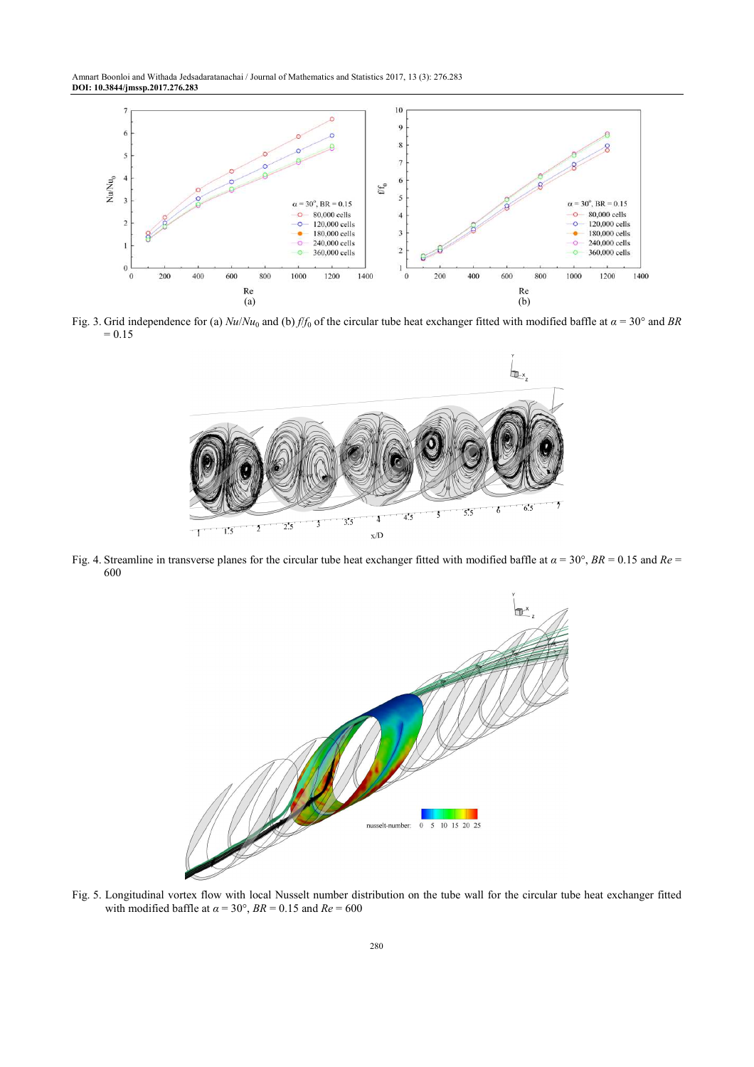Fig. 3. Grid independence for (a) $Nu/Nu_0$ and (b) $f/f_0$ of the circular tube heat exchanger fitted with modified baffle at $\alpha = 30°$ and $BR = 0.15$

Fig. 4. Streamline in transverse planes for the circular tube heat exchanger fitted with modified baffle at $\alpha = 30°$, $BR = 0.15$ and $Re = 600$

Fig. 5. Longitudinal vortex flow with local Nusselt number distribution on the tube wall for the circular tube heat exchanger fitted with modified baffle at $\alpha = 30°$, $BR = 0.15$ and $Re = 600$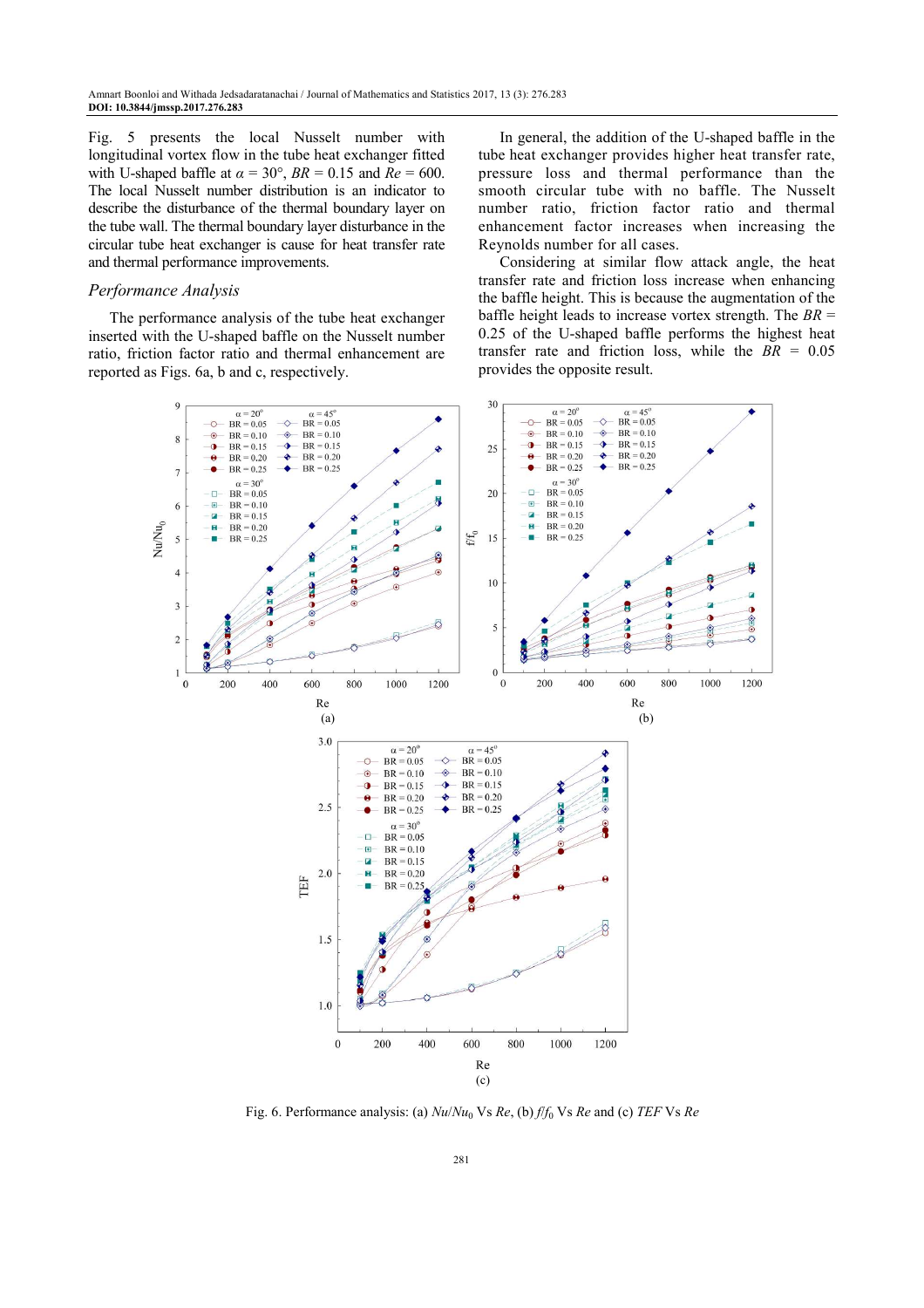Fig. 5 presents the local Nusselt number with longitudinal vortex flow in the tube heat exchanger fitted with U-shaped baffle at $\alpha = 30°$, $BR = 0.15$ and $Re = 600$. The local Nusselt number distribution is an indicator to describe the disturbance of the thermal boundary layer on the tube wall. The thermal boundary layer disturbance in the circular tube heat exchanger is cause for heat transfer rate and thermal performance improvements.

### *Performance Analysis*

The performance analysis of the tube heat exchanger inserted with the U-shaped baffle on the Nusselt number ratio, friction factor ratio and thermal enhancement are reported as Figs. 6a, b and c, respectively.

In general, the addition of the U-shaped baffle in the tube heat exchanger provides higher heat transfer rate, pressure loss and thermal performance than the smooth circular tube with no baffle. The Nusselt number ratio, friction factor ratio and thermal enhancement factor increases when increasing the Reynolds number for all cases.

Considering at similar flow attack angle, the heat transfer rate and friction loss increase when enhancing the baffle height. This is because the augmentation of the baffle height leads to increase vortex strength. The $BR = 0.25$ of the U-shaped baffle performs the highest heat transfer rate and friction loss, while the $BR = 0.05$ provides the opposite result.

Fig. 6. Performance analysis: (a) $Nu/Nu_0$ Vs $Re$, (b) $f/f_0$ Vs $Re$ and (c) $TEF$ Vs $Re$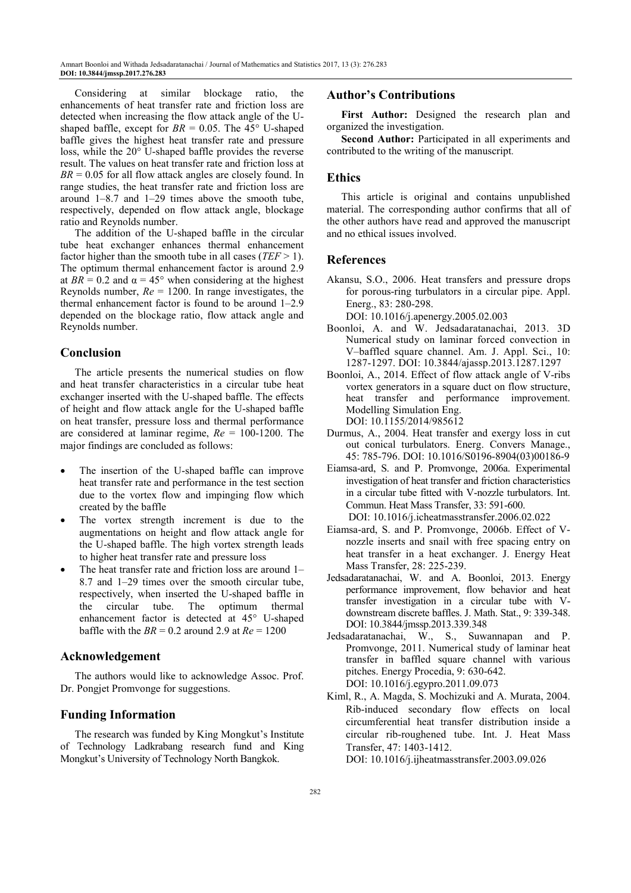Considering at similar blockage ratio, the enhancements of heat transfer rate and friction loss are detected when increasing the flow attack angle of the U-shaped baffle, except for $BR = 0.05$. The 45° U-shaped baffle gives the highest heat transfer rate and pressure loss, while the 20° U-shaped baffle provides the reverse result. The values on heat transfer rate and friction loss at $BR = 0.05$ for all flow attack angles are closely found. In range studies, the heat transfer rate and friction loss are around 1–8.7 and 1–29 times above the smooth tube, respectively, depended on flow attack angle, blockage ratio and Reynolds number.

The addition of the U-shaped baffle in the circular tube heat exchanger enhances thermal enhancement factor higher than the smooth tube in all cases ($TEF > 1$). The optimum thermal enhancement factor is around 2.9 at $BR = 0.2$ and $\alpha = 45°$ when considering at the highest Reynolds number, $Re = 1200$. In range investigates, the thermal enhancement factor is found to be around 1–2.9 depended on the blockage ratio, flow attack angle and Reynolds number.

## Conclusion

The article presents the numerical studies on flow and heat transfer characteristics in a circular tube heat exchanger inserted with the U-shaped baffle. The effects of height and flow attack angle for the U-shaped baffle on heat transfer, pressure loss and thermal performance are considered at laminar regime, $Re = 100$-$1200$. The major findings are concluded as follows:

- The insertion of the U-shaped baffle can improve heat transfer rate and performance in the test section due to the vortex flow and impinging flow which created by the baffle
- The vortex strength increment is due to the augmentations on height and flow attack angle for the U-shaped baffle. The high vortex strength leads to higher heat transfer rate and pressure loss
- The heat transfer rate and friction loss are around 1–8.7 and 1–29 times over the smooth circular tube, respectively, when inserted the U-shaped baffle in the circular tube. The optimum thermal enhancement factor is detected at 45° U-shaped baffle with the $BR = 0.2$ around 2.9 at $Re = 1200$

## Acknowledgement

The authors would like to acknowledge Assoc. Prof. Dr. Pongjet Promvonge for suggestions.

## Funding Information

The research was funded by King Mongkut's Institute of Technology Ladkrabang research fund and King Mongkut's University of Technology North Bangkok.

## Author's Contributions

**First Author:** Designed the research plan and organized the investigation.

**Second Author:** Participated in all experiments and contributed to the writing of the manuscript.

## Ethics

This article is original and contains unpublished material. The corresponding author confirms that all of the other authors have read and approved the manuscript and no ethical issues involved.

## References

Akansu, S.O., 2006. Heat transfers and pressure drops for porous-ring turbulators in a circular pipe. Appl. Energ., 83: 280-298. DOI: 10.1016/j.apenergy.2005.02.003

Boonloi, A. and W. Jedsadaratanachai, 2013. 3D Numerical study on laminar forced convection in V–baffled square channel. Am. J. Appl. Sci., 10: 1287-1297. DOI: 10.3844/ajassp.2013.1287.1297

Boonloi, A., 2014. Effect of flow attack angle of V-ribs vortex generators in a square duct on flow structure, heat transfer and performance improvement. Modelling Simulation Eng. DOI: 10.1155/2014/985612

Durmus, A., 2004. Heat transfer and exergy loss in cut out conical turbulators. Energ. Convers Manage., 45: 785-796. DOI: 10.1016/S0196-8904(03)00186-9

Eiamsa-ard, S. and P. Promvonge, 2006a. Experimental investigation of heat transfer and friction characteristics in a circular tube fitted with V-nozzle turbulators. Int. Commun. Heat Mass Transfer, 33: 591-600. DOI: 10.1016/j.icheatmasstransfer.2006.02.022

Eiamsa-ard, S. and P. Promvonge, 2006b. Effect of V-nozzle inserts and snail with free spacing entry on heat transfer in a heat exchanger. J. Energy Heat Mass Transfer, 28: 225-239.

Jedsadaratanachai, W. and A. Boonloi, 2013. Energy performance improvement, flow behavior and heat transfer investigation in a circular tube with V-downstream discrete baffles. J. Math. Stat., 9: 339-348. DOI: 10.3844/jmssp.2013.339.348

Jedsadaratanachai, W., S., Suwannapan and P. Promvonge, 2011. Numerical study of laminar heat transfer in baffled square channel with various pitches. Energy Procedia, 9: 630-642. DOI: 10.1016/j.egypro.2011.09.073

Kiml, R., A. Magda, S. Mochizuki and A. Murata, 2004. Rib-induced secondary flow effects on local circumferential heat transfer distribution inside a circular rib-roughened tube. Int. J. Heat Mass Transfer, 47: 1403-1412. DOI: 10.1016/j.ijheatmasstransfer.2003.09.026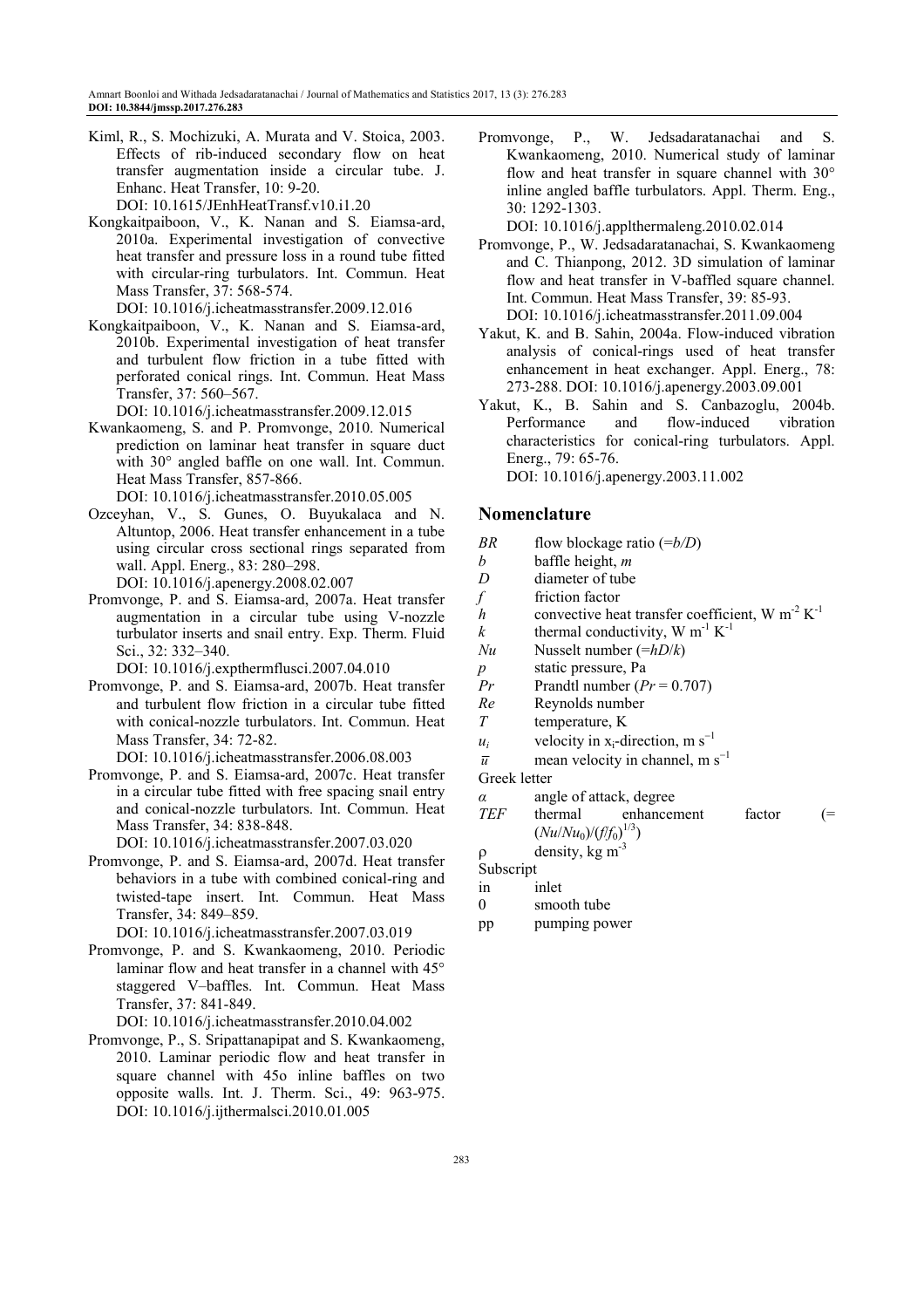Kiml, R., S. Mochizuki, A. Murata and V. Stoica, 2003. Effects of rib-induced secondary flow on heat transfer augmentation inside a circular tube. J. Enhanc. Heat Transfer, 10: 9-20. DOI: 10.1615/JEnhHeatTransf.v10.i1.20

Kongkaitpaiboon, V., K. Nanan and S. Eiamsa-ard, 2010a. Experimental investigation of convective heat transfer and pressure loss in a round tube fitted with circular-ring turbulators. Int. Commun. Heat Mass Transfer, 37: 568-574. DOI: 10.1016/j.icheatmasstransfer.2009.12.016

Kongkaitpaiboon, V., K. Nanan and S. Eiamsa-ard, 2010b. Experimental investigation of heat transfer and turbulent flow friction in a tube fitted with perforated conical rings. Int. Commun. Heat Mass Transfer, 37: 560–567. DOI: 10.1016/j.icheatmasstransfer.2009.12.015

Kwankaomeng, S. and P. Promvonge, 2010. Numerical prediction on laminar heat transfer in square duct with 30° angled baffle on one wall. Int. Commun. Heat Mass Transfer, 857-866. DOI: 10.1016/j.icheatmasstransfer.2010.05.005

Ozceyhan, V., S. Gunes, O. Buyukalaca and N. Altuntop, 2006. Heat transfer enhancement in a tube using circular cross sectional rings separated from wall. Appl. Energ., 83: 280–298. DOI: 10.1016/j.apenergy.2008.02.007

Promvonge, P. and S. Eiamsa-ard, 2007a. Heat transfer augmentation in a circular tube using V-nozzle turbulator inserts and snail entry. Exp. Therm. Fluid Sci., 32: 332–340. DOI: 10.1016/j.expthermflusci.2007.04.010

Promvonge, P. and S. Eiamsa-ard, 2007b. Heat transfer and turbulent flow friction in a circular tube fitted with conical-nozzle turbulators. Int. Commun. Heat Mass Transfer, 34: 72-82. DOI: 10.1016/j.icheatmasstransfer.2006.08.003

Promvonge, P. and S. Eiamsa-ard, 2007c. Heat transfer in a circular tube fitted with free spacing snail entry and conical-nozzle turbulators. Int. Commun. Heat Mass Transfer, 34: 838-848. DOI: 10.1016/j.icheatmasstransfer.2007.03.020

Promvonge, P. and S. Eiamsa-ard, 2007d. Heat transfer behaviors in a tube with combined conical-ring and twisted-tape insert. Int. Commun. Heat Mass Transfer, 34: 849–859. DOI: 10.1016/j.icheatmasstransfer.2007.03.019

Promvonge, P. and S. Kwankaomeng, 2010. Periodic laminar flow and heat transfer in a channel with 45° staggered V–baffles. Int. Commun. Heat Mass Transfer, 37: 841-849. DOI: 10.1016/j.icheatmasstransfer.2010.04.002

Promvonge, P., S. Sripattanapipat and S. Kwankaomeng, 2010. Laminar periodic flow and heat transfer in square channel with 45o inline baffles on two opposite walls. Int. J. Therm. Sci., 49: 963-975. DOI: 10.1016/j.ijthermalsci.2010.01.005

Promvonge, P., W. Jedsadaratanachai and S. Kwankaomeng, 2010. Numerical study of laminar flow and heat transfer in square channel with 30° inline angled baffle turbulators. Appl. Therm. Eng., 30: 1292-1303. DOI: 10.1016/j.applthermaleng.2010.02.014

Promvonge, P., W. Jedsadaratanachai, S. Kwankaomeng and C. Thianpong, 2012. 3D simulation of laminar flow and heat transfer in V-baffled square channel. Int. Commun. Heat Mass Transfer, 39: 85-93. DOI: 10.1016/j.icheatmasstransfer.2011.09.004

Yakut, K. and B. Sahin, 2004a. Flow-induced vibration analysis of conical-rings used of heat transfer enhancement in heat exchanger. Appl. Energ., 78: 273-288. DOI: 10.1016/j.apenergy.2003.09.001

Yakut, K., B. Sahin and S. Canbazoglu, 2004b. Performance and flow-induced vibration characteristics for conical-ring turbulators. Appl. Energ., 79: 65-76. DOI: 10.1016/j.apenergy.2003.11.002

## Nomenclature

| | |
|---|---|
| $BR$ | flow blockage ratio ($=b/D$) |
| $b$ | baffle height, $m$ |
| $D$ | diameter of tube |
| $f$ | friction factor |
| $h$ | convective heat transfer coefficient, W $m^{-2}$ $K^{-1}$ |
| $k$ | thermal conductivity, W $m^{-1}$ $K^{-1}$ |
| $Nu$ | Nusselt number ($=hD/k$) |
| $p$ | static pressure, Pa |
| $Pr$ | Prandtl number ($Pr = 0.707$) |
| $Re$ | Reynolds number |
| $T$ | temperature, K |
| $u_i$ | velocity in $x_i$-direction, m $s^{-1}$ |
| $\overline{u}$ | mean velocity in channel, m $s^{-1}$ |

Greek letter

| | |
|---|---|
| $\alpha$ | angle of attack, degree |
| $TEF$ | thermal enhancement factor ($= (Nu/Nu_0)/(f/f_0)^{1/3}$) |
| $\rho$ | density, kg $m^{-3}$ |

Subscript

| | |
|---|---|
| in | inlet |
| 0 | smooth tube |
| pp | pumping power |